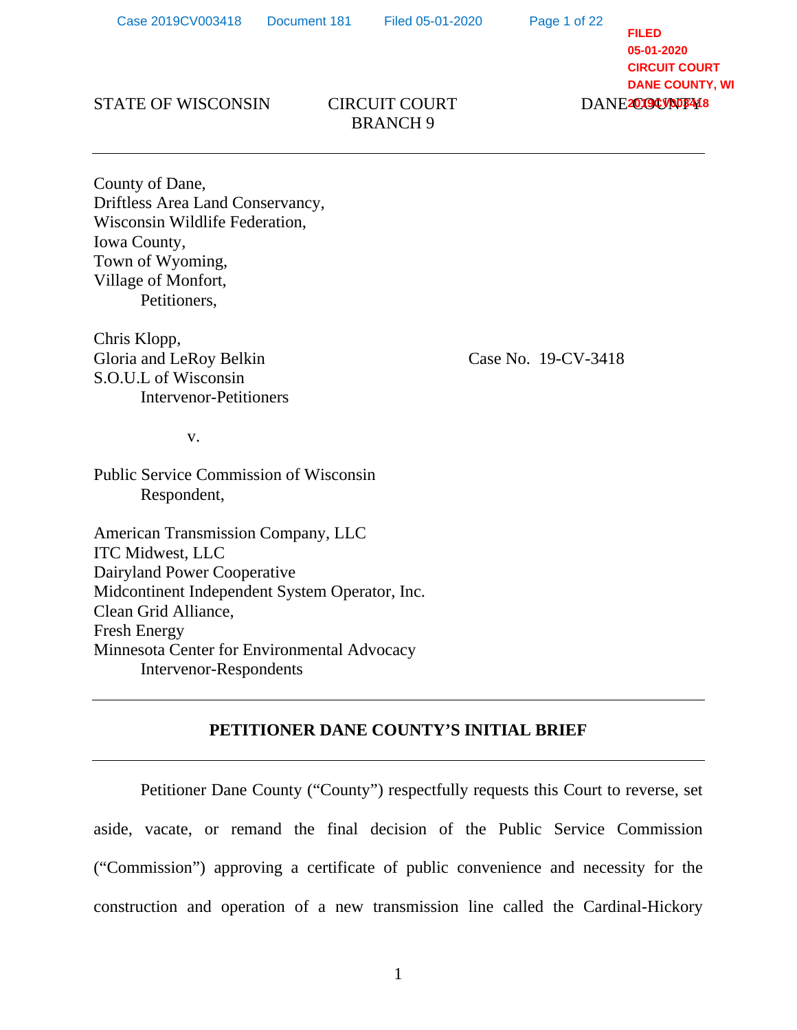STATE OF WISCONSIN CIRCUIT COURT DANE COUNTY
BRANCH 9

---

County of Dane,
Driftless Area Land Conservancy,
Wisconsin Wildlife Federation,
Iowa County,
Town of Wyoming,
Village of Monfort,
Petitioners,

Chris Klopp,
Gloria and LeRoy Belkin
S.O.U.L of Wisconsin
Intervenor-Petitioners

Case No. 19-CV-3418

v.

Public Service Commission of Wisconsin
Respondent,

American Transmission Company, LLC
ITC Midwest, LLC
Dairyland Power Cooperative
Midcontinent Independent System Operator, Inc.
Clean Grid Alliance,
Fresh Energy
Minnesota Center for Environmental Advocacy
Intervenor-Respondents

---

**PETITIONER DANE COUNTY'S INITIAL BRIEF**

---

Petitioner Dane County ("County") respectfully requests this Court to reverse, set aside, vacate, or remand the final decision of the Public Service Commission ("Commission") approving a certificate of public convenience and necessity for the construction and operation of a new transmission line called the Cardinal-Hickory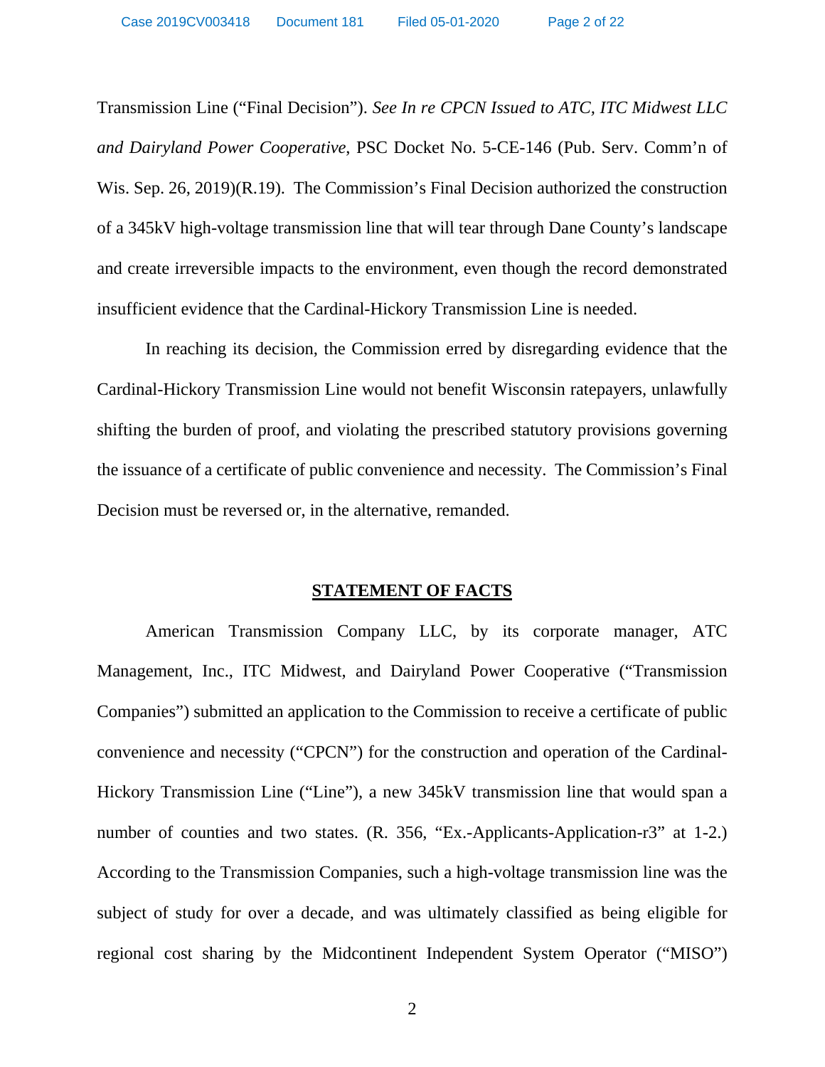Transmission Line ("Final Decision"). *See In re CPCN Issued to ATC, ITC Midwest LLC and Dairyland Power Cooperative*, PSC Docket No. 5-CE-146 (Pub. Serv. Comm'n of Wis. Sep. 26, 2019)(R.19). The Commission's Final Decision authorized the construction of a 345kV high-voltage transmission line that will tear through Dane County's landscape and create irreversible impacts to the environment, even though the record demonstrated insufficient evidence that the Cardinal-Hickory Transmission Line is needed.

In reaching its decision, the Commission erred by disregarding evidence that the Cardinal-Hickory Transmission Line would not benefit Wisconsin ratepayers, unlawfully shifting the burden of proof, and violating the prescribed statutory provisions governing the issuance of a certificate of public convenience and necessity. The Commission's Final Decision must be reversed or, in the alternative, remanded.

## STATEMENT OF FACTS

American Transmission Company LLC, by its corporate manager, ATC Management, Inc., ITC Midwest, and Dairyland Power Cooperative ("Transmission Companies") submitted an application to the Commission to receive a certificate of public convenience and necessity ("CPCN") for the construction and operation of the Cardinal-Hickory Transmission Line ("Line"), a new 345kV transmission line that would span a number of counties and two states. (R. 356, "Ex.-Applicants-Application-r3" at 1-2.) According to the Transmission Companies, such a high-voltage transmission line was the subject of study for over a decade, and was ultimately classified as being eligible for regional cost sharing by the Midcontinent Independent System Operator ("MISO")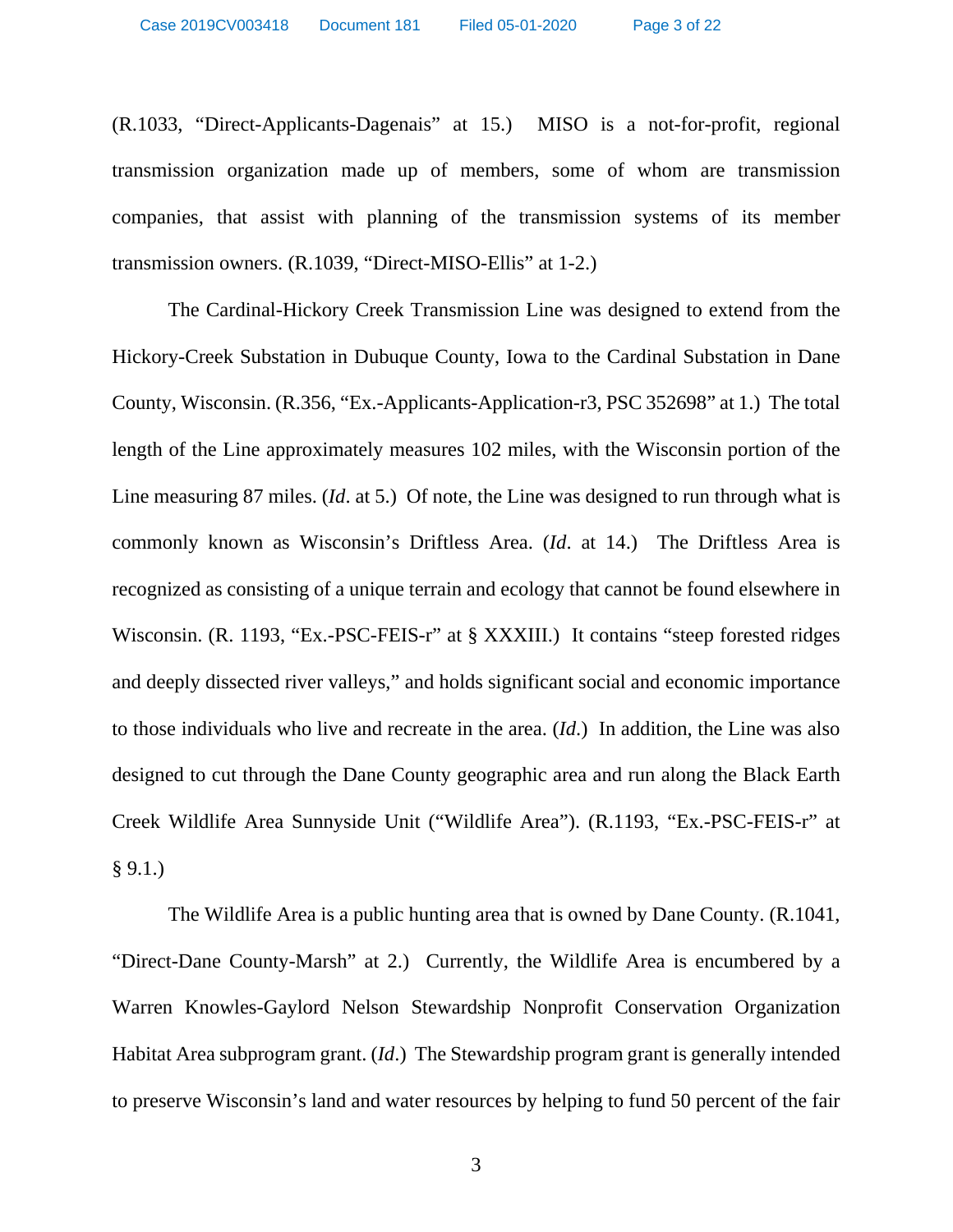(R.1033, "Direct-Applicants-Dagenais" at 15.) MISO is a not-for-profit, regional transmission organization made up of members, some of whom are transmission companies, that assist with planning of the transmission systems of its member transmission owners. (R.1039, "Direct-MISO-Ellis" at 1-2.)

The Cardinal-Hickory Creek Transmission Line was designed to extend from the Hickory-Creek Substation in Dubuque County, Iowa to the Cardinal Substation in Dane County, Wisconsin. (R.356, "Ex.-Applicants-Application-r3, PSC 352698" at 1.) The total length of the Line approximately measures 102 miles, with the Wisconsin portion of the Line measuring 87 miles. (*Id*. at 5.) Of note, the Line was designed to run through what is commonly known as Wisconsin's Driftless Area. (*Id*. at 14.) The Driftless Area is recognized as consisting of a unique terrain and ecology that cannot be found elsewhere in Wisconsin. (R. 1193, "Ex.-PSC-FEIS-r" at § XXXIII.) It contains "steep forested ridges and deeply dissected river valleys," and holds significant social and economic importance to those individuals who live and recreate in the area. (*Id*.) In addition, the Line was also designed to cut through the Dane County geographic area and run along the Black Earth Creek Wildlife Area Sunnyside Unit ("Wildlife Area"). (R.1193, "Ex.-PSC-FEIS-r" at § 9.1.)

The Wildlife Area is a public hunting area that is owned by Dane County. (R.1041, "Direct-Dane County-Marsh" at 2.) Currently, the Wildlife Area is encumbered by a Warren Knowles-Gaylord Nelson Stewardship Nonprofit Conservation Organization Habitat Area subprogram grant. (*Id*.) The Stewardship program grant is generally intended to preserve Wisconsin's land and water resources by helping to fund 50 percent of the fair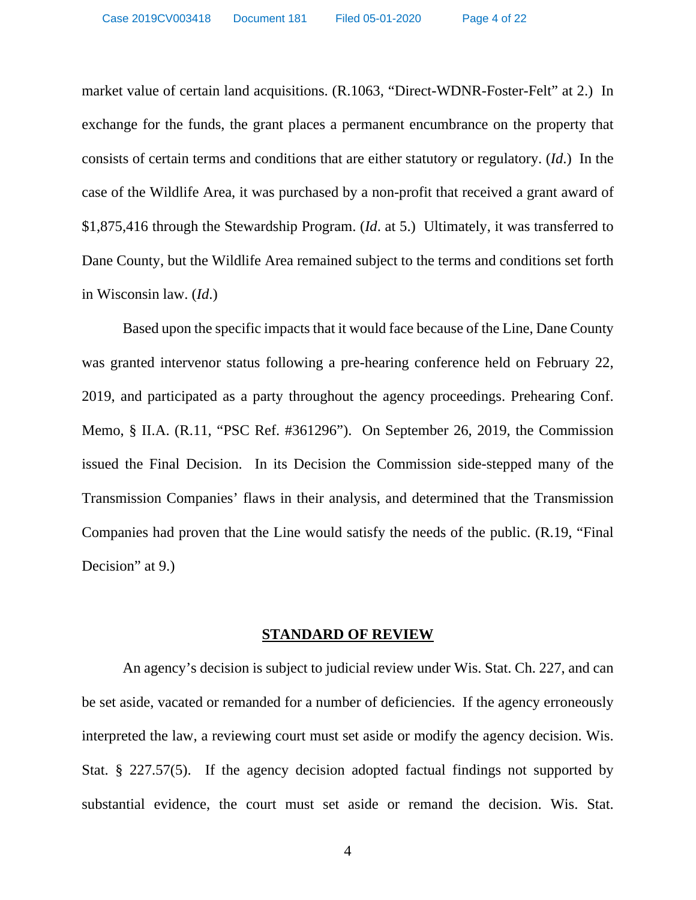market value of certain land acquisitions. (R.1063, "Direct-WDNR-Foster-Felt" at 2.) In exchange for the funds, the grant places a permanent encumbrance on the property that consists of certain terms and conditions that are either statutory or regulatory. (*Id*.) In the case of the Wildlife Area, it was purchased by a non-profit that received a grant award of $1,875,416 through the Stewardship Program. (*Id*. at 5.) Ultimately, it was transferred to Dane County, but the Wildlife Area remained subject to the terms and conditions set forth in Wisconsin law. (*Id*.)

Based upon the specific impacts that it would face because of the Line, Dane County was granted intervenor status following a pre-hearing conference held on February 22, 2019, and participated as a party throughout the agency proceedings. Prehearing Conf. Memo, § II.A. (R.11, "PSC Ref. #361296"). On September 26, 2019, the Commission issued the Final Decision. In its Decision the Commission side-stepped many of the Transmission Companies' flaws in their analysis, and determined that the Transmission Companies had proven that the Line would satisfy the needs of the public. (R.19, "Final Decision" at 9.)

## STANDARD OF REVIEW

An agency's decision is subject to judicial review under Wis. Stat. Ch. 227, and can be set aside, vacated or remanded for a number of deficiencies. If the agency erroneously interpreted the law, a reviewing court must set aside or modify the agency decision. Wis. Stat. § 227.57(5). If the agency decision adopted factual findings not supported by substantial evidence, the court must set aside or remand the decision. Wis. Stat.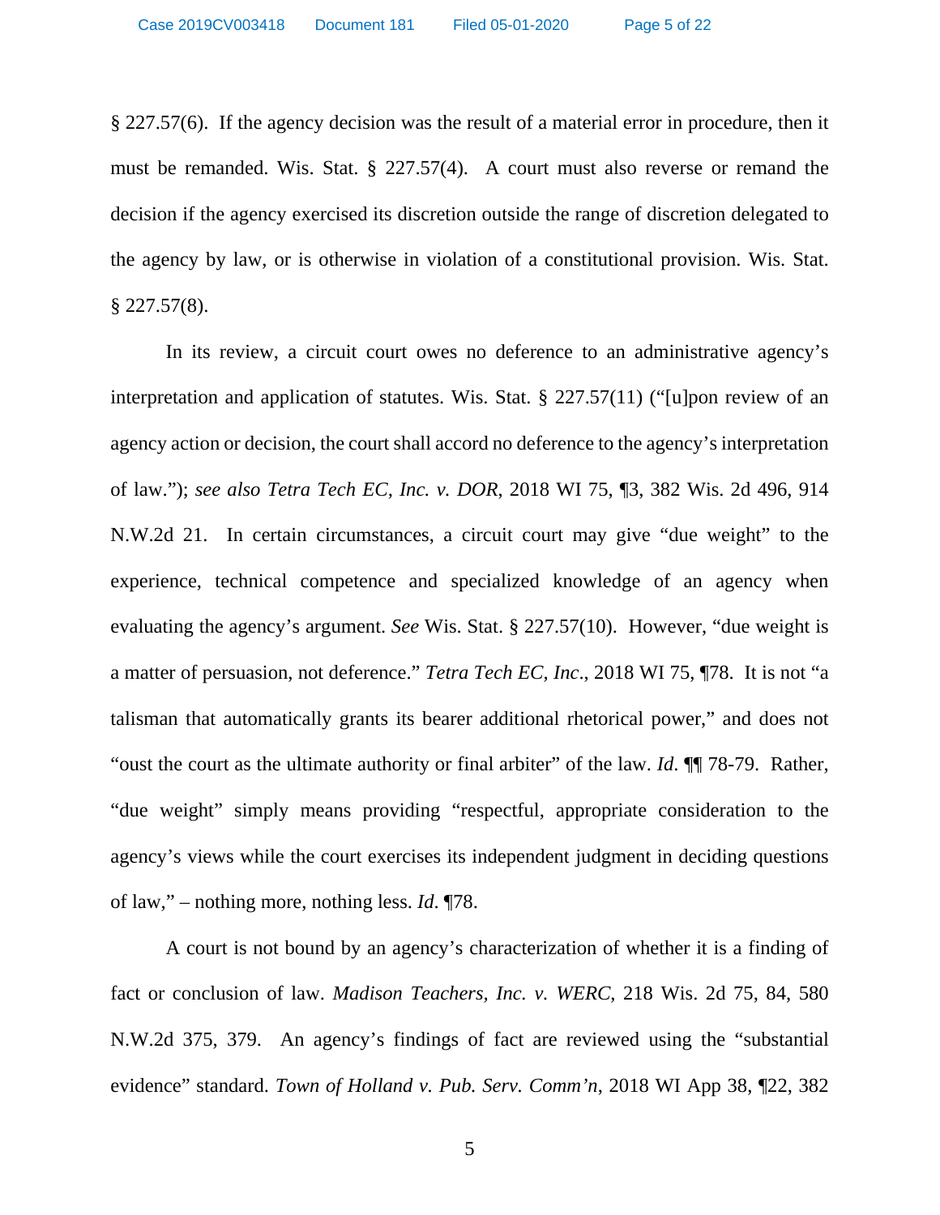§ 227.57(6). If the agency decision was the result of a material error in procedure, then it must be remanded. Wis. Stat. § 227.57(4). A court must also reverse or remand the decision if the agency exercised its discretion outside the range of discretion delegated to the agency by law, or is otherwise in violation of a constitutional provision. Wis. Stat. § 227.57(8).

In its review, a circuit court owes no deference to an administrative agency's interpretation and application of statutes. Wis. Stat. § 227.57(11) ("[u]pon review of an agency action or decision, the court shall accord no deference to the agency's interpretation of law."); *see also Tetra Tech EC, Inc. v. DOR*, 2018 WI 75, ¶3, 382 Wis. 2d 496, 914 N.W.2d 21. In certain circumstances, a circuit court may give "due weight" to the experience, technical competence and specialized knowledge of an agency when evaluating the agency's argument. *See* Wis. Stat. § 227.57(10). However, "due weight is a matter of persuasion, not deference." *Tetra Tech EC, Inc.*, 2018 WI 75, ¶78. It is not "a talisman that automatically grants its bearer additional rhetorical power," and does not "oust the court as the ultimate authority or final arbiter" of the law. *Id.* ¶¶ 78-79. Rather, "due weight" simply means providing "respectful, appropriate consideration to the agency's views while the court exercises its independent judgment in deciding questions of law," – nothing more, nothing less. *Id.* ¶78.

A court is not bound by an agency's characterization of whether it is a finding of fact or conclusion of law. *Madison Teachers, Inc. v. WERC*, 218 Wis. 2d 75, 84, 580 N.W.2d 375, 379. An agency's findings of fact are reviewed using the "substantial evidence" standard. *Town of Holland v. Pub. Serv. Comm'n*, 2018 WI App 38, ¶22, 382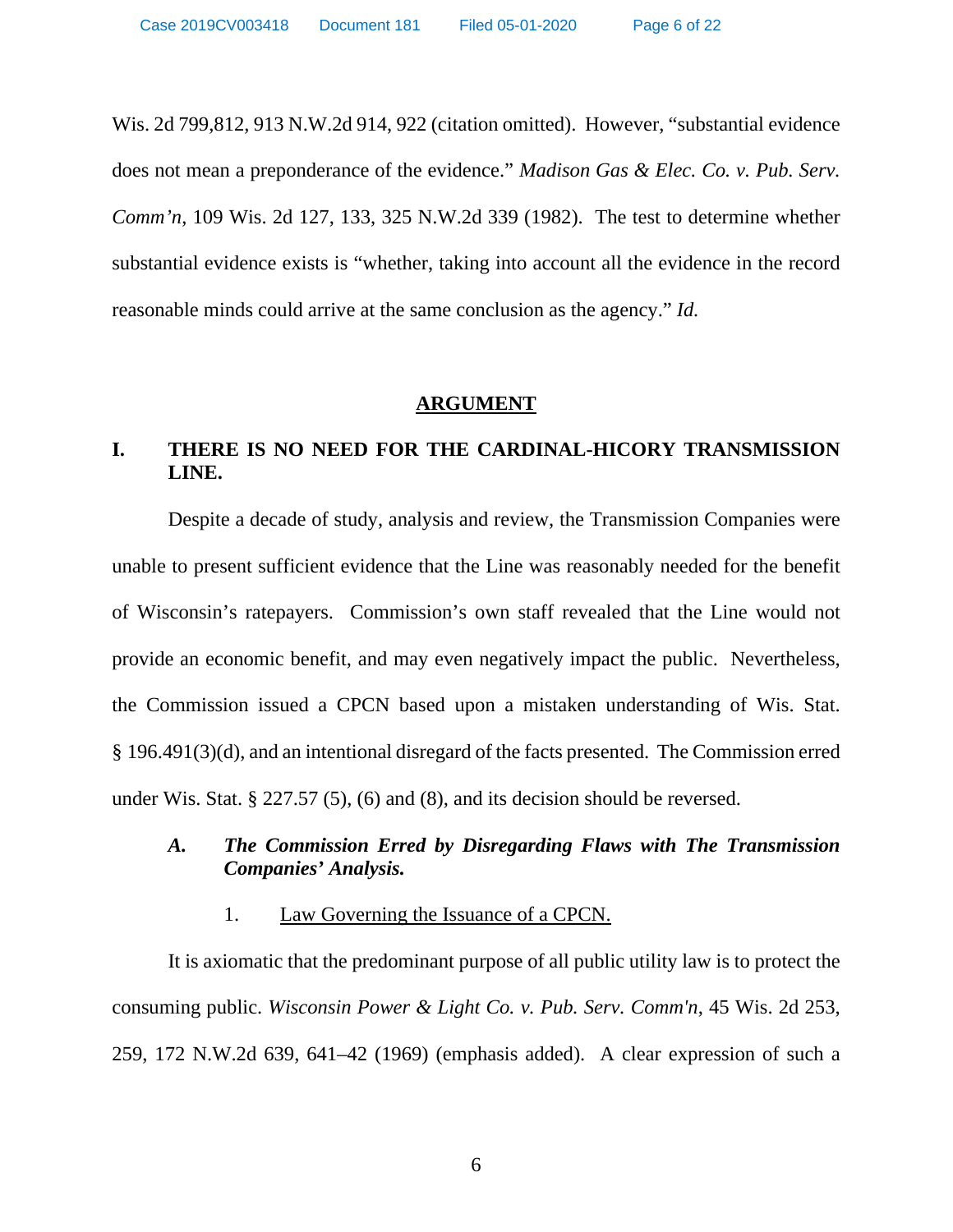Wis. 2d 799,812, 913 N.W.2d 914, 922 (citation omitted). However, "substantial evidence does not mean a preponderance of the evidence." *Madison Gas & Elec. Co. v. Pub. Serv. Comm'n*, 109 Wis. 2d 127, 133, 325 N.W.2d 339 (1982). The test to determine whether substantial evidence exists is "whether, taking into account all the evidence in the record reasonable minds could arrive at the same conclusion as the agency." *Id.*

## ARGUMENT

### I. THERE IS NO NEED FOR THE CARDINAL-HICORY TRANSMISSION LINE.

Despite a decade of study, analysis and review, the Transmission Companies were unable to present sufficient evidence that the Line was reasonably needed for the benefit of Wisconsin's ratepayers. Commission's own staff revealed that the Line would not provide an economic benefit, and may even negatively impact the public. Nevertheless, the Commission issued a CPCN based upon a mistaken understanding of Wis. Stat. § 196.491(3)(d), and an intentional disregard of the facts presented. The Commission erred under Wis. Stat. § 227.57 (5), (6) and (8), and its decision should be reversed.

#### *A. The Commission Erred by Disregarding Flaws with The Transmission Companies' Analysis.*

1. Law Governing the Issuance of a CPCN.

It is axiomatic that the predominant purpose of all public utility law is to protect the consuming public. *Wisconsin Power & Light Co. v. Pub. Serv. Comm'n*, 45 Wis. 2d 253, 259, 172 N.W.2d 639, 641–42 (1969) (emphasis added). A clear expression of such a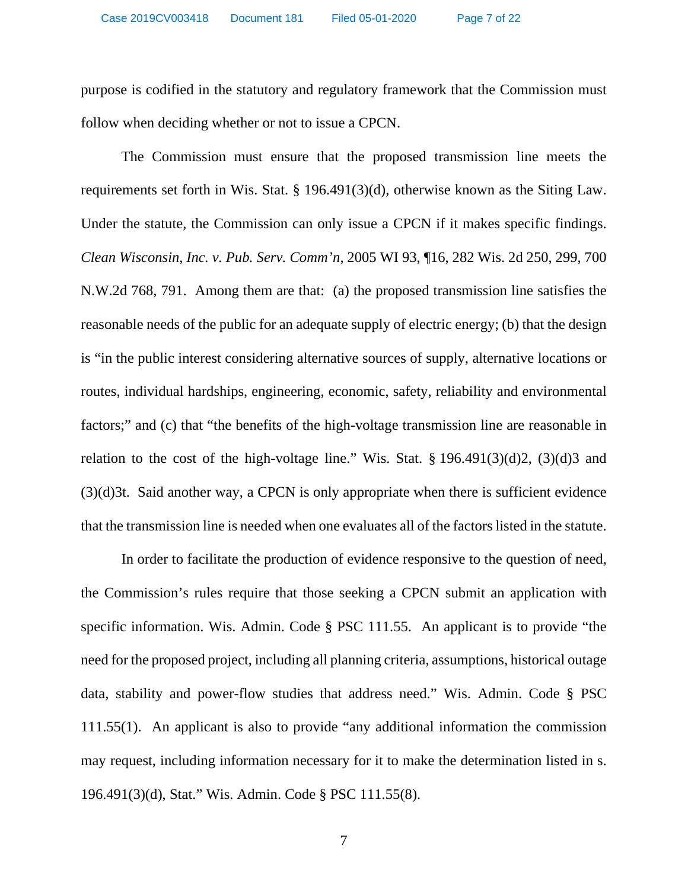purpose is codified in the statutory and regulatory framework that the Commission must follow when deciding whether or not to issue a CPCN.

The Commission must ensure that the proposed transmission line meets the requirements set forth in Wis. Stat. § 196.491(3)(d), otherwise known as the Siting Law. Under the statute, the Commission can only issue a CPCN if it makes specific findings. *Clean Wisconsin, Inc. v. Pub. Serv. Comm'n*, 2005 WI 93, ¶16, 282 Wis. 2d 250, 299, 700 N.W.2d 768, 791. Among them are that: (a) the proposed transmission line satisfies the reasonable needs of the public for an adequate supply of electric energy; (b) that the design is "in the public interest considering alternative sources of supply, alternative locations or routes, individual hardships, engineering, economic, safety, reliability and environmental factors;" and (c) that "the benefits of the high-voltage transmission line are reasonable in relation to the cost of the high-voltage line." Wis. Stat. § 196.491(3)(d)2, (3)(d)3 and (3)(d)3t. Said another way, a CPCN is only appropriate when there is sufficient evidence that the transmission line is needed when one evaluates all of the factors listed in the statute.

In order to facilitate the production of evidence responsive to the question of need, the Commission's rules require that those seeking a CPCN submit an application with specific information. Wis. Admin. Code § PSC 111.55. An applicant is to provide "the need for the proposed project, including all planning criteria, assumptions, historical outage data, stability and power-flow studies that address need." Wis. Admin. Code § PSC 111.55(1). An applicant is also to provide "any additional information the commission may request, including information necessary for it to make the determination listed in s. 196.491(3)(d), Stat." Wis. Admin. Code § PSC 111.55(8).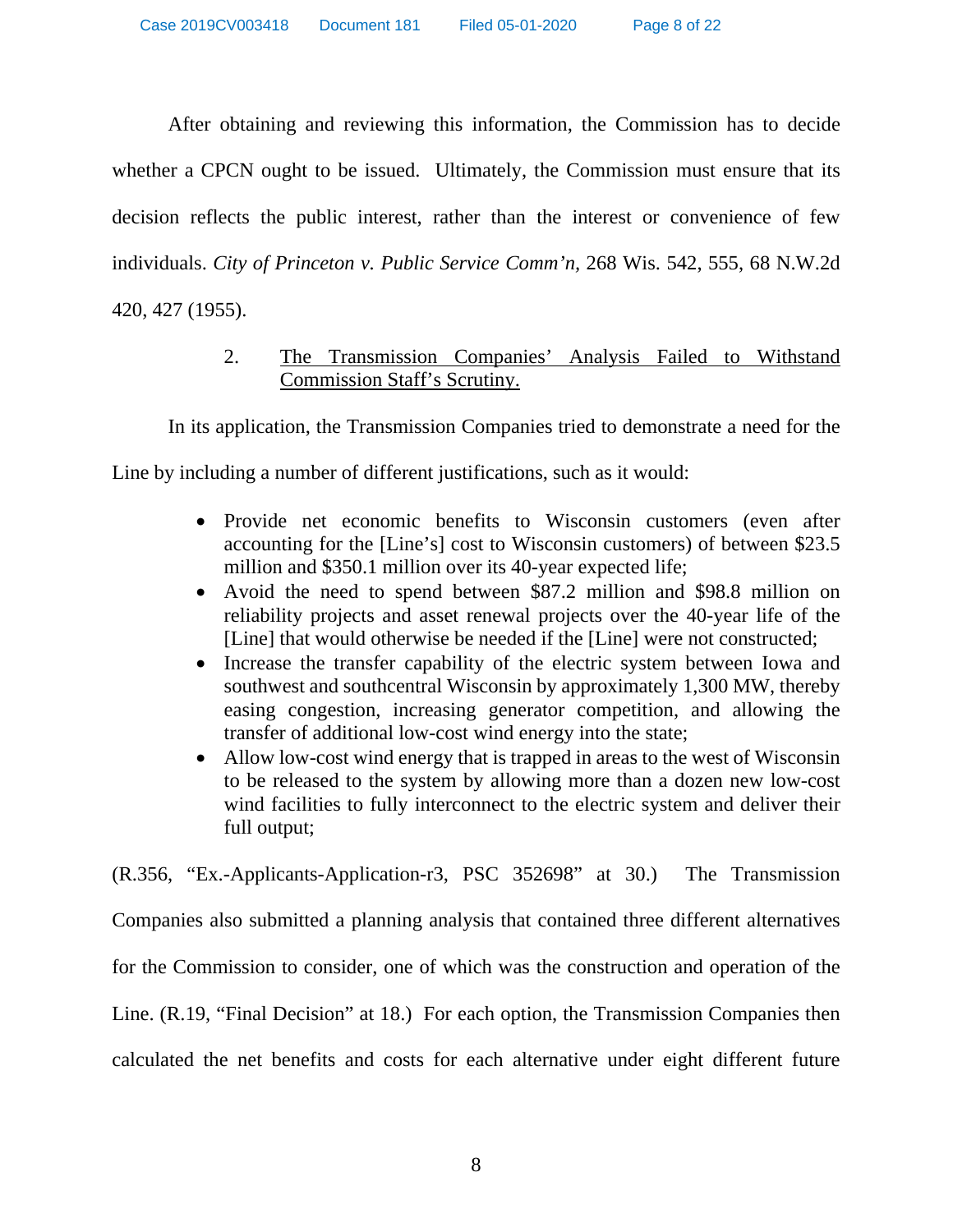After obtaining and reviewing this information, the Commission has to decide whether a CPCN ought to be issued. Ultimately, the Commission must ensure that its decision reflects the public interest, rather than the interest or convenience of few individuals. *City of Princeton v. Public Service Comm'n*, 268 Wis. 542, 555, 68 N.W.2d 420, 427 (1955).

2. <u>The Transmission Companies' Analysis Failed to Withstand Commission Staff's Scrutiny.</u>

In its application, the Transmission Companies tried to demonstrate a need for the Line by including a number of different justifications, such as it would:

- Provide net economic benefits to Wisconsin customers (even after accounting for the [Line's] cost to Wisconsin customers) of between $23.5 million and $350.1 million over its 40-year expected life;
- Avoid the need to spend between $87.2 million and $98.8 million on reliability projects and asset renewal projects over the 40-year life of the [Line] that would otherwise be needed if the [Line] were not constructed;
- Increase the transfer capability of the electric system between Iowa and southwest and southcentral Wisconsin by approximately 1,300 MW, thereby easing congestion, increasing generator competition, and allowing the transfer of additional low-cost wind energy into the state;
- Allow low-cost wind energy that is trapped in areas to the west of Wisconsin to be released to the system by allowing more than a dozen new low-cost wind facilities to fully interconnect to the electric system and deliver their full output;

(R.356, "Ex.-Applicants-Application-r3, PSC 352698" at 30.) The Transmission Companies also submitted a planning analysis that contained three different alternatives for the Commission to consider, one of which was the construction and operation of the Line. (R.19, "Final Decision" at 18.) For each option, the Transmission Companies then calculated the net benefits and costs for each alternative under eight different future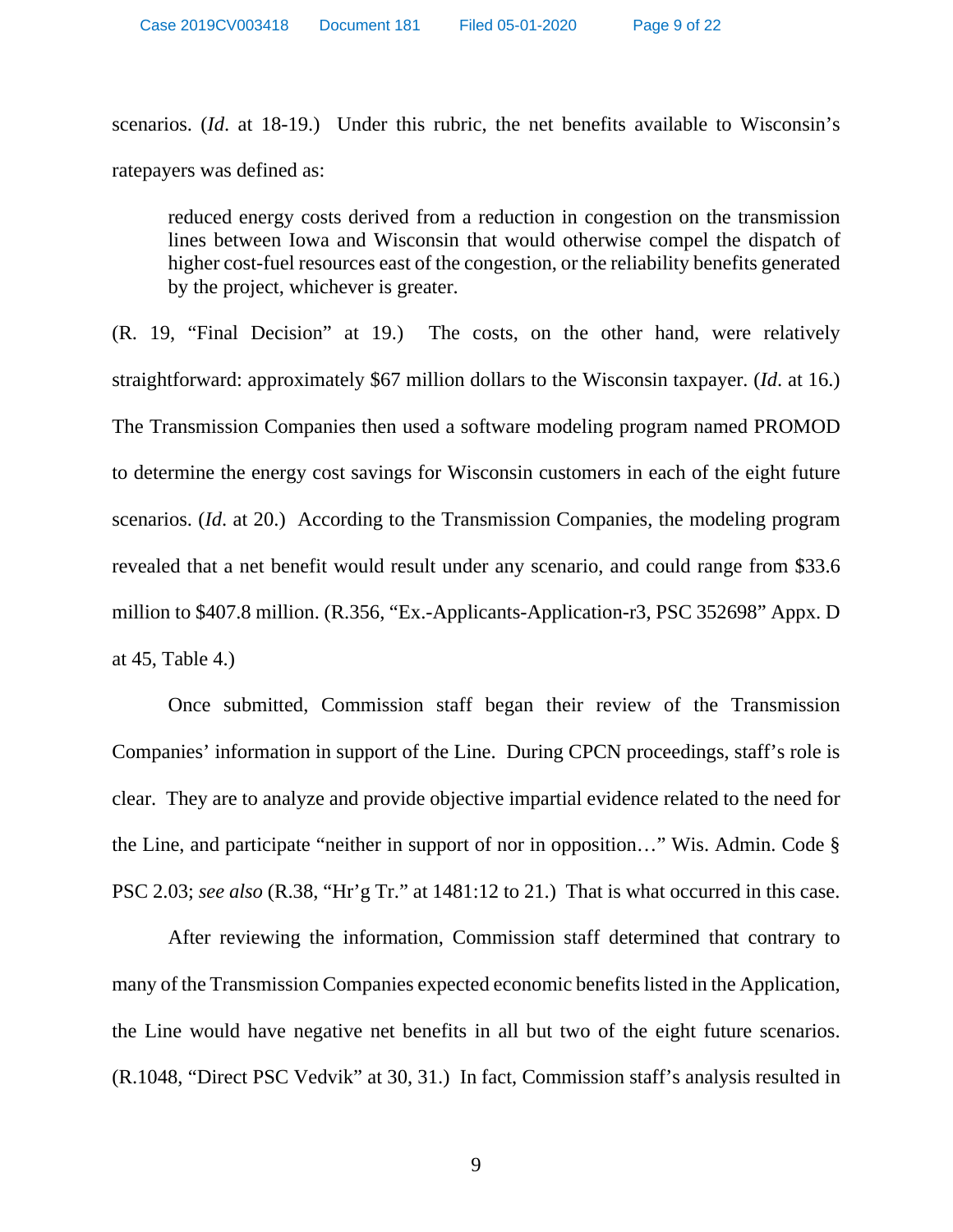scenarios. (*Id*. at 18-19.) Under this rubric, the net benefits available to Wisconsin's ratepayers was defined as:

> reduced energy costs derived from a reduction in congestion on the transmission lines between Iowa and Wisconsin that would otherwise compel the dispatch of higher cost-fuel resources east of the congestion, or the reliability benefits generated by the project, whichever is greater.

(R. 19, "Final Decision" at 19.) The costs, on the other hand, were relatively straightforward: approximately $67 million dollars to the Wisconsin taxpayer. (*Id*. at 16.) The Transmission Companies then used a software modeling program named PROMOD to determine the energy cost savings for Wisconsin customers in each of the eight future scenarios. (*Id*. at 20.) According to the Transmission Companies, the modeling program revealed that a net benefit would result under any scenario, and could range from $33.6 million to $407.8 million. (R.356, "Ex.-Applicants-Application-r3, PSC 352698" Appx. D at 45, Table 4.)

Once submitted, Commission staff began their review of the Transmission Companies' information in support of the Line. During CPCN proceedings, staff's role is clear. They are to analyze and provide objective impartial evidence related to the need for the Line, and participate "neither in support of nor in opposition…" Wis. Admin. Code § PSC 2.03; *see also* (R.38, "Hr'g Tr." at 1481:12 to 21.) That is what occurred in this case.

After reviewing the information, Commission staff determined that contrary to many of the Transmission Companies expected economic benefits listed in the Application, the Line would have negative net benefits in all but two of the eight future scenarios. (R.1048, "Direct PSC Vedvik" at 30, 31.) In fact, Commission staff's analysis resulted in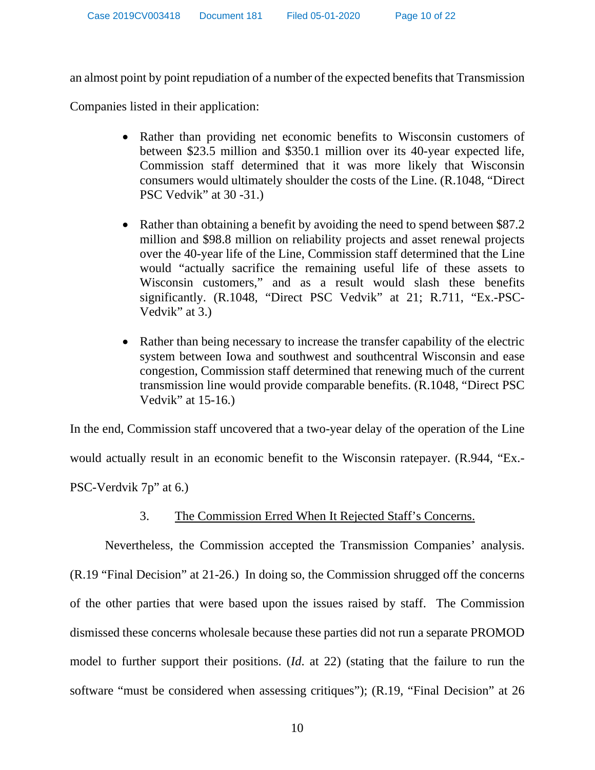an almost point by point repudiation of a number of the expected benefits that Transmission Companies listed in their application:

- Rather than providing net economic benefits to Wisconsin customers of between $23.5 million and $350.1 million over its 40-year expected life, Commission staff determined that it was more likely that Wisconsin consumers would ultimately shoulder the costs of the Line. (R.1048, "Direct PSC Vedvik" at 30 -31.)

- Rather than obtaining a benefit by avoiding the need to spend between $87.2 million and $98.8 million on reliability projects and asset renewal projects over the 40-year life of the Line, Commission staff determined that the Line would "actually sacrifice the remaining useful life of these assets to Wisconsin customers," and as a result would slash these benefits significantly. (R.1048, "Direct PSC Vedvik" at 21; R.711, "Ex.-PSC-Vedvik" at 3.)

- Rather than being necessary to increase the transfer capability of the electric system between Iowa and southwest and southcentral Wisconsin and ease congestion, Commission staff determined that renewing much of the current transmission line would provide comparable benefits. (R.1048, "Direct PSC Vedvik" at 15-16.)

In the end, Commission staff uncovered that a two-year delay of the operation of the Line would actually result in an economic benefit to the Wisconsin ratepayer. (R.944, "Ex.-PSC-Verdvik 7p" at 6.)

3. <u>The Commission Erred When It Rejected Staff's Concerns.</u>

Nevertheless, the Commission accepted the Transmission Companies' analysis. (R.19 "Final Decision" at 21-26.) In doing so, the Commission shrugged off the concerns of the other parties that were based upon the issues raised by staff. The Commission dismissed these concerns wholesale because these parties did not run a separate PROMOD model to further support their positions. (*Id.* at 22) (stating that the failure to run the software "must be considered when assessing critiques"); (R.19, "Final Decision" at 26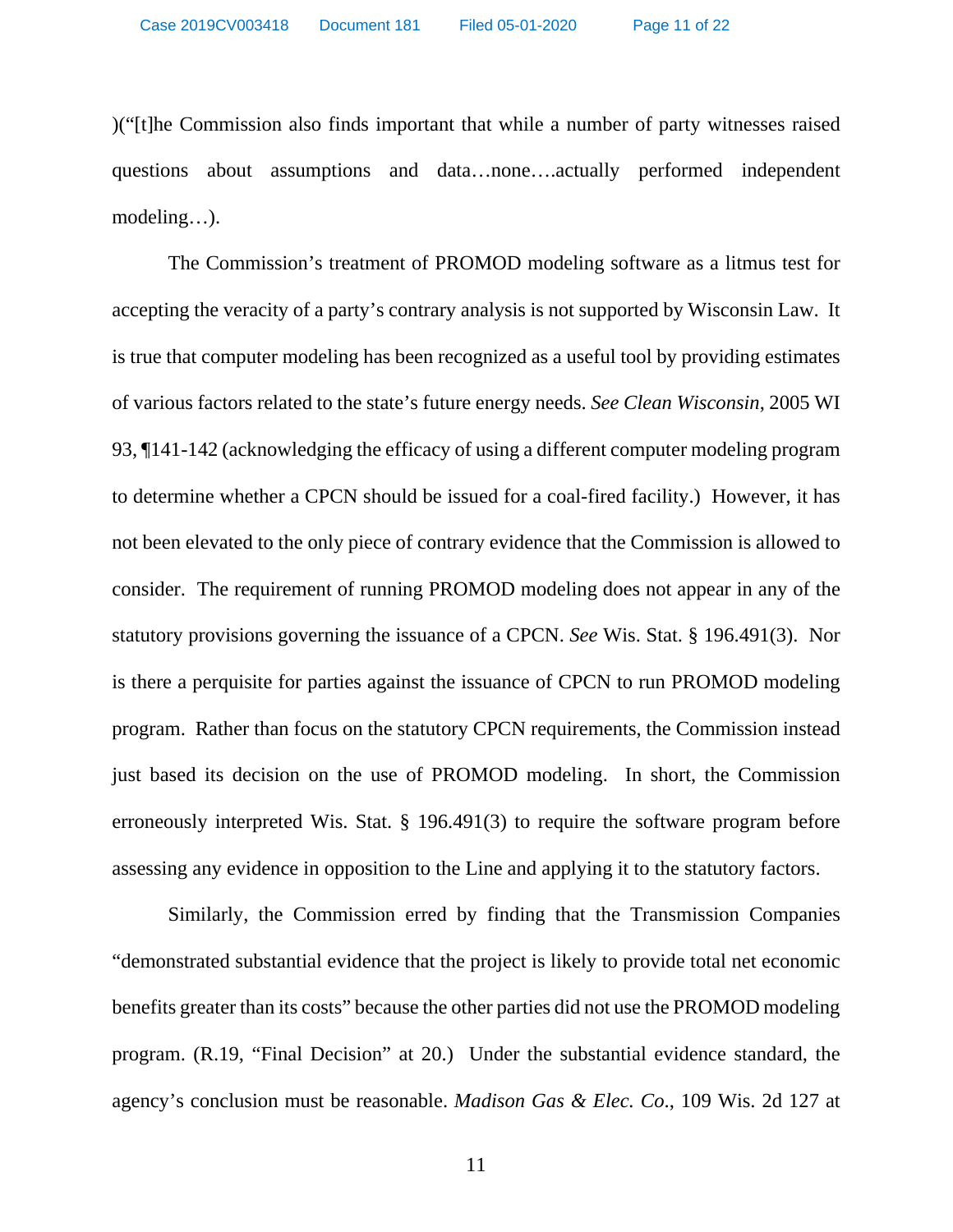)("[t]he Commission also finds important that while a number of party witnesses raised questions about assumptions and data…none….actually performed independent modeling…).

The Commission's treatment of PROMOD modeling software as a litmus test for accepting the veracity of a party's contrary analysis is not supported by Wisconsin Law. It is true that computer modeling has been recognized as a useful tool by providing estimates of various factors related to the state's future energy needs. *See Clean Wisconsin*, 2005 WI 93, ¶141-142 (acknowledging the efficacy of using a different computer modeling program to determine whether a CPCN should be issued for a coal-fired facility.) However, it has not been elevated to the only piece of contrary evidence that the Commission is allowed to consider. The requirement of running PROMOD modeling does not appear in any of the statutory provisions governing the issuance of a CPCN. *See* Wis. Stat. § 196.491(3). Nor is there a perquisite for parties against the issuance of CPCN to run PROMOD modeling program. Rather than focus on the statutory CPCN requirements, the Commission instead just based its decision on the use of PROMOD modeling. In short, the Commission erroneously interpreted Wis. Stat. § 196.491(3) to require the software program before assessing any evidence in opposition to the Line and applying it to the statutory factors.

Similarly, the Commission erred by finding that the Transmission Companies "demonstrated substantial evidence that the project is likely to provide total net economic benefits greater than its costs" because the other parties did not use the PROMOD modeling program. (R.19, "Final Decision" at 20.) Under the substantial evidence standard, the agency's conclusion must be reasonable. *Madison Gas & Elec. Co.*, 109 Wis. 2d 127 at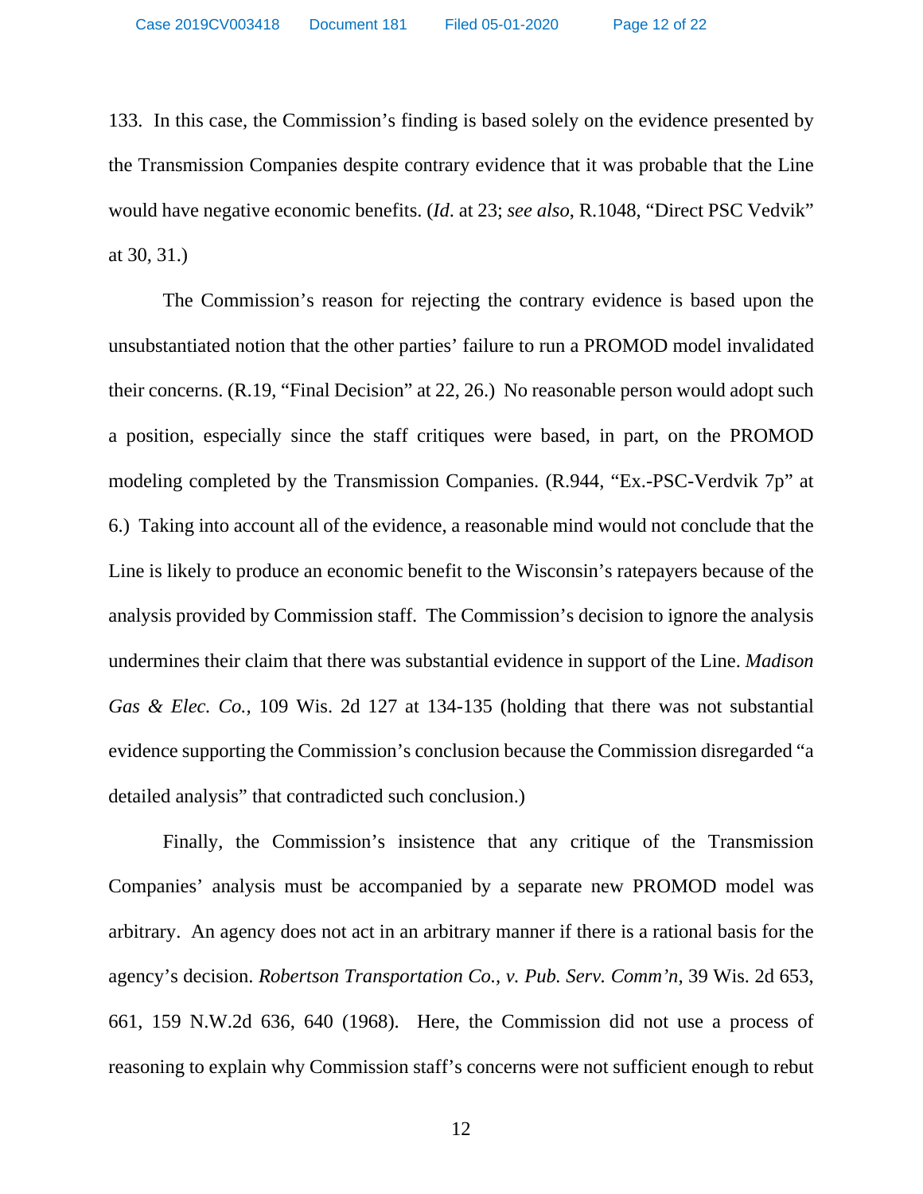133. In this case, the Commission's finding is based solely on the evidence presented by the Transmission Companies despite contrary evidence that it was probable that the Line would have negative economic benefits. (*Id*. at 23; *see also*, R.1048, "Direct PSC Vedvik" at 30, 31.)

The Commission's reason for rejecting the contrary evidence is based upon the unsubstantiated notion that the other parties' failure to run a PROMOD model invalidated their concerns. (R.19, "Final Decision" at 22, 26.) No reasonable person would adopt such a position, especially since the staff critiques were based, in part, on the PROMOD modeling completed by the Transmission Companies. (R.944, "Ex.-PSC-Verdvik 7p" at 6.) Taking into account all of the evidence, a reasonable mind would not conclude that the Line is likely to produce an economic benefit to the Wisconsin's ratepayers because of the analysis provided by Commission staff. The Commission's decision to ignore the analysis undermines their claim that there was substantial evidence in support of the Line. *Madison Gas & Elec. Co.*, 109 Wis. 2d 127 at 134-135 (holding that there was not substantial evidence supporting the Commission's conclusion because the Commission disregarded "a detailed analysis" that contradicted such conclusion.)

Finally, the Commission's insistence that any critique of the Transmission Companies' analysis must be accompanied by a separate new PROMOD model was arbitrary. An agency does not act in an arbitrary manner if there is a rational basis for the agency's decision. *Robertson Transportation Co., v. Pub. Serv. Comm'n*, 39 Wis. 2d 653, 661, 159 N.W.2d 636, 640 (1968). Here, the Commission did not use a process of reasoning to explain why Commission staff's concerns were not sufficient enough to rebut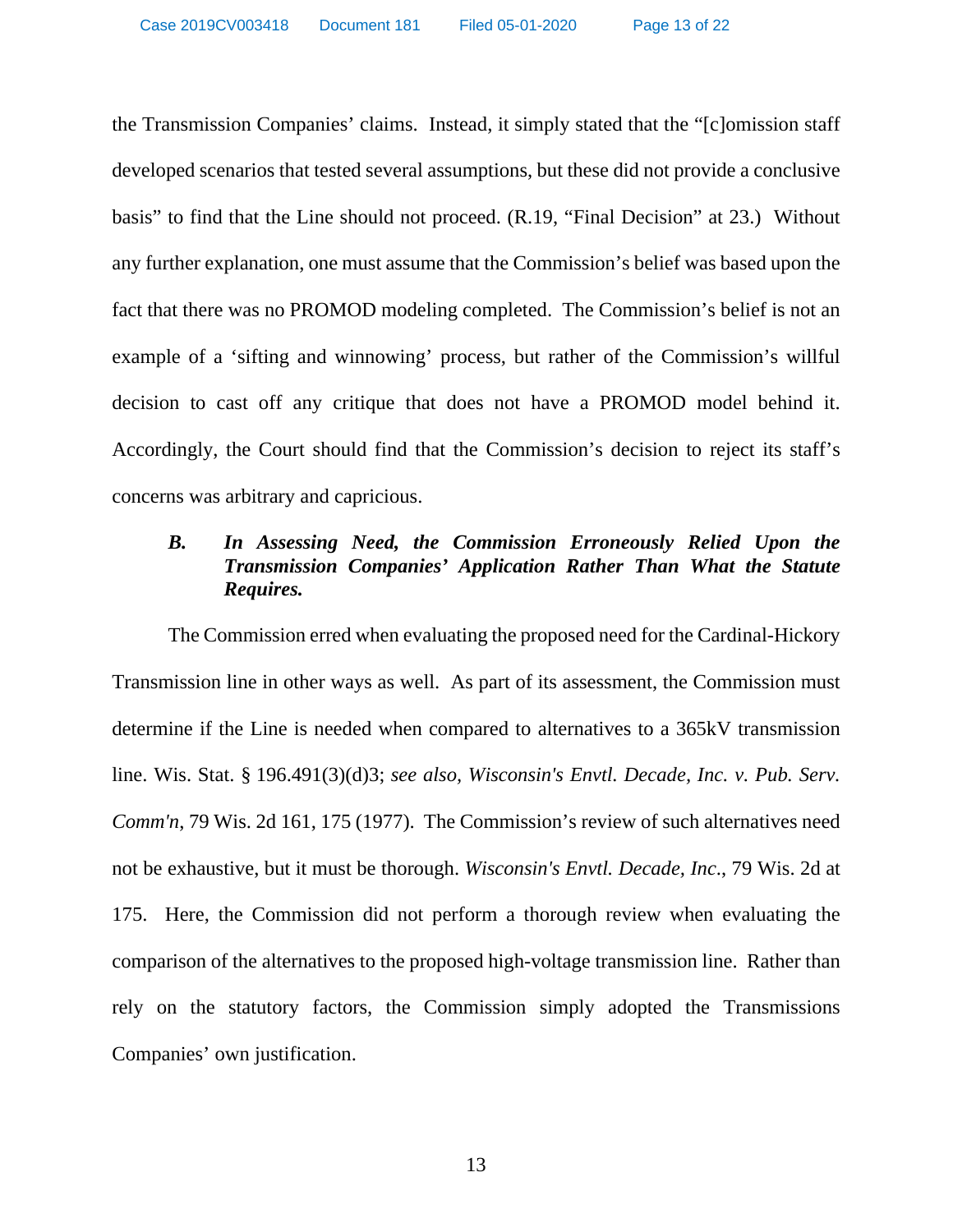the Transmission Companies' claims. Instead, it simply stated that the "[c]omission staff developed scenarios that tested several assumptions, but these did not provide a conclusive basis" to find that the Line should not proceed. (R.19, "Final Decision" at 23.) Without any further explanation, one must assume that the Commission's belief was based upon the fact that there was no PROMOD modeling completed. The Commission's belief is not an example of a 'sifting and winnowing' process, but rather of the Commission's willful decision to cast off any critique that does not have a PROMOD model behind it. Accordingly, the Court should find that the Commission's decision to reject its staff's concerns was arbitrary and capricious.

### *B. In Assessing Need, the Commission Erroneously Relied Upon the Transmission Companies' Application Rather Than What the Statute Requires.*

The Commission erred when evaluating the proposed need for the Cardinal-Hickory Transmission line in other ways as well. As part of its assessment, the Commission must determine if the Line is needed when compared to alternatives to a 365kV transmission line. Wis. Stat. § 196.491(3)(d)3; *see also, Wisconsin's Envtl. Decade, Inc. v. Pub. Serv. Comm'n*, 79 Wis. 2d 161, 175 (1977). The Commission's review of such alternatives need not be exhaustive, but it must be thorough. *Wisconsin's Envtl. Decade, Inc.*, 79 Wis. 2d at 175. Here, the Commission did not perform a thorough review when evaluating the comparison of the alternatives to the proposed high-voltage transmission line. Rather than rely on the statutory factors, the Commission simply adopted the Transmissions Companies' own justification.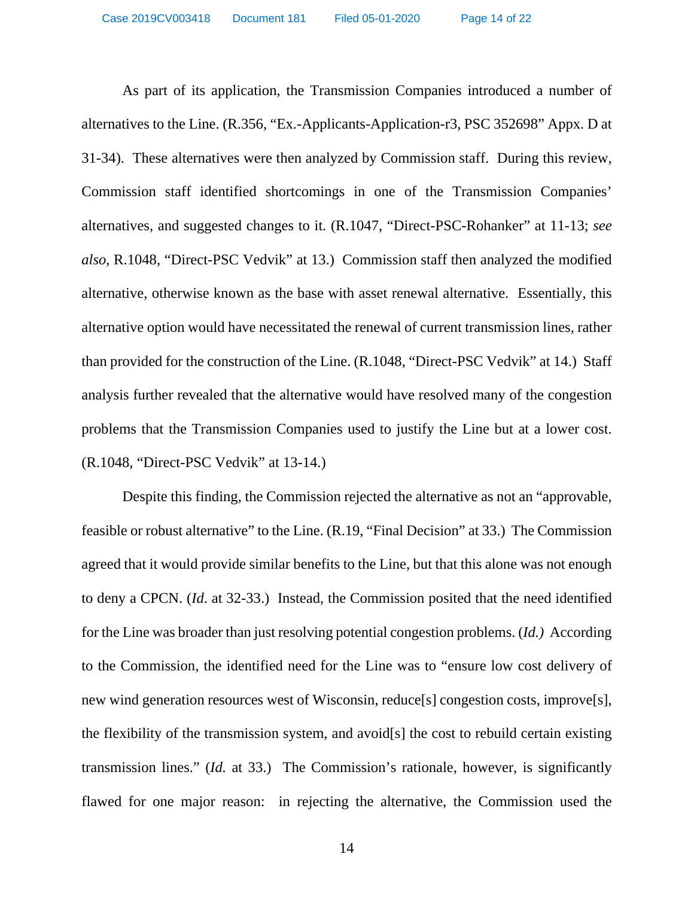As part of its application, the Transmission Companies introduced a number of alternatives to the Line. (R.356, "Ex.-Applicants-Application-r3, PSC 352698" Appx. D at 31-34). These alternatives were then analyzed by Commission staff. During this review, Commission staff identified shortcomings in one of the Transmission Companies' alternatives, and suggested changes to it. (R.1047, "Direct-PSC-Rohanker" at 11-13; *see also*, R.1048, "Direct-PSC Vedvik" at 13.) Commission staff then analyzed the modified alternative, otherwise known as the base with asset renewal alternative. Essentially, this alternative option would have necessitated the renewal of current transmission lines, rather than provided for the construction of the Line. (R.1048, "Direct-PSC Vedvik" at 14.) Staff analysis further revealed that the alternative would have resolved many of the congestion problems that the Transmission Companies used to justify the Line but at a lower cost. (R.1048, "Direct-PSC Vedvik" at 13-14.)

Despite this finding, the Commission rejected the alternative as not an "approvable, feasible or robust alternative" to the Line. (R.19, "Final Decision" at 33.) The Commission agreed that it would provide similar benefits to the Line, but that this alone was not enough to deny a CPCN. (*Id*. at 32-33.) Instead, the Commission posited that the need identified for the Line was broader than just resolving potential congestion problems. (*Id.)* According to the Commission, the identified need for the Line was to "ensure low cost delivery of new wind generation resources west of Wisconsin, reduce[s] congestion costs, improve[s], the flexibility of the transmission system, and avoid[s] the cost to rebuild certain existing transmission lines." (*Id*. at 33.) The Commission's rationale, however, is significantly flawed for one major reason: in rejecting the alternative, the Commission used the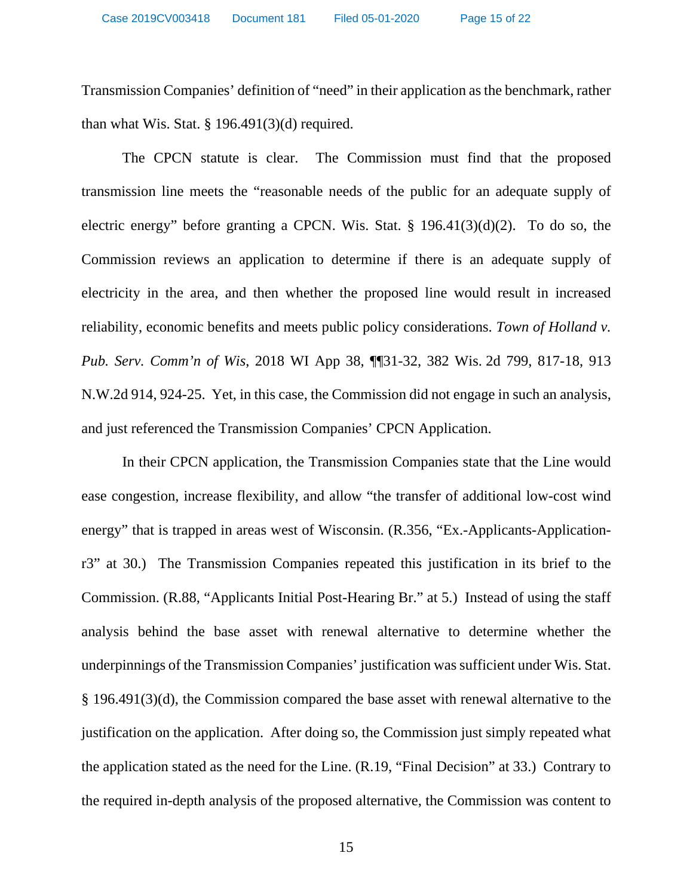Transmission Companies' definition of "need" in their application as the benchmark, rather than what Wis. Stat. § 196.491(3)(d) required.

The CPCN statute is clear. The Commission must find that the proposed transmission line meets the "reasonable needs of the public for an adequate supply of electric energy" before granting a CPCN. Wis. Stat. § 196.41(3)(d)(2). To do so, the Commission reviews an application to determine if there is an adequate supply of electricity in the area, and then whether the proposed line would result in increased reliability, economic benefits and meets public policy considerations. *Town of Holland v. Pub. Serv. Comm'n of Wis*, 2018 WI App 38, ¶¶31-32, 382 Wis. 2d 799, 817-18, 913 N.W.2d 914, 924-25. Yet, in this case, the Commission did not engage in such an analysis, and just referenced the Transmission Companies' CPCN Application.

In their CPCN application, the Transmission Companies state that the Line would ease congestion, increase flexibility, and allow "the transfer of additional low-cost wind energy" that is trapped in areas west of Wisconsin. (R.356, "Ex.-Applicants-Application-r3" at 30.) The Transmission Companies repeated this justification in its brief to the Commission. (R.88, "Applicants Initial Post-Hearing Br." at 5.) Instead of using the staff analysis behind the base asset with renewal alternative to determine whether the underpinnings of the Transmission Companies' justification was sufficient under Wis. Stat. § 196.491(3)(d), the Commission compared the base asset with renewal alternative to the justification on the application. After doing so, the Commission just simply repeated what the application stated as the need for the Line. (R.19, "Final Decision" at 33.) Contrary to the required in-depth analysis of the proposed alternative, the Commission was content to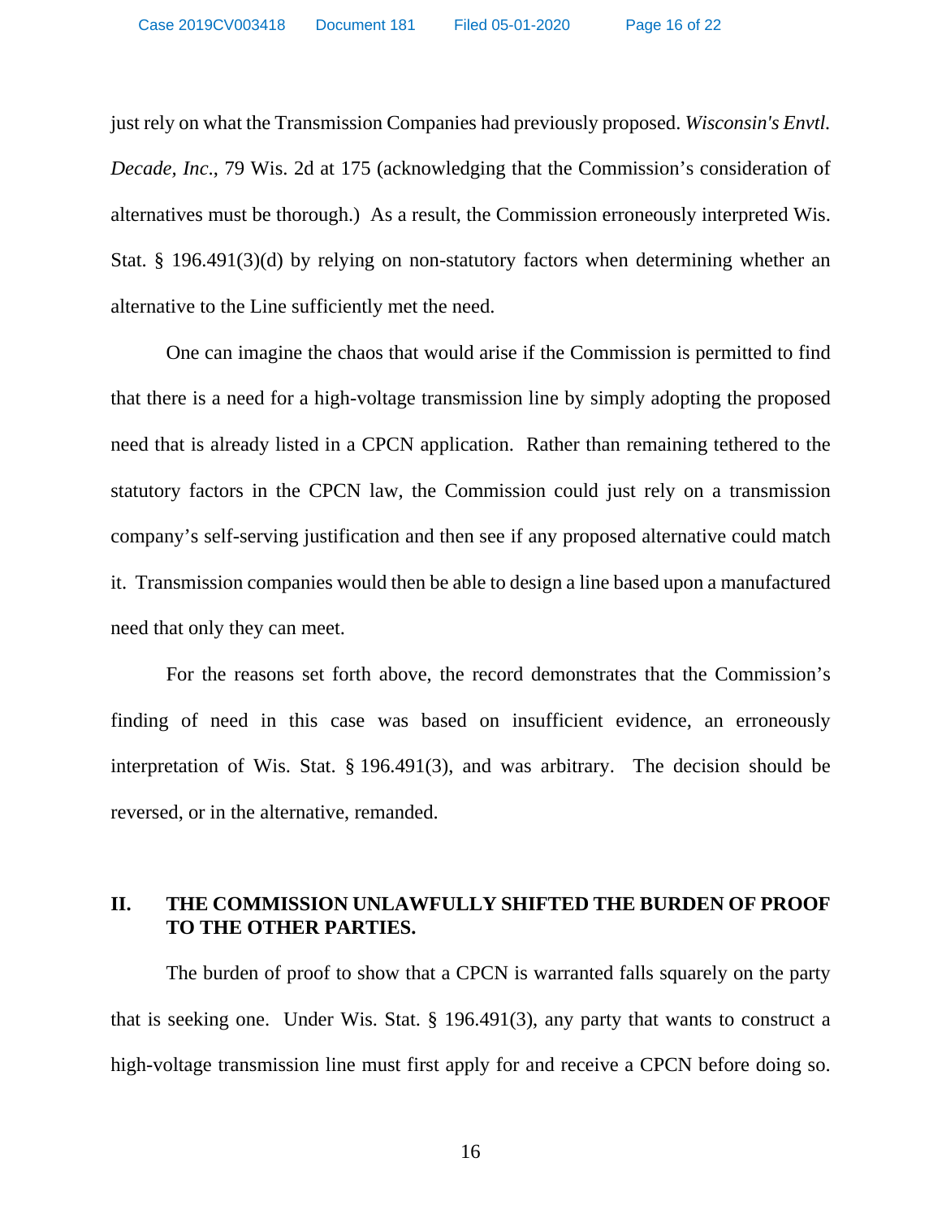just rely on what the Transmission Companies had previously proposed. *Wisconsin's Envtl. Decade, Inc.*, 79 Wis. 2d at 175 (acknowledging that the Commission's consideration of alternatives must be thorough.) As a result, the Commission erroneously interpreted Wis. Stat. § 196.491(3)(d) by relying on non-statutory factors when determining whether an alternative to the Line sufficiently met the need.

One can imagine the chaos that would arise if the Commission is permitted to find that there is a need for a high-voltage transmission line by simply adopting the proposed need that is already listed in a CPCN application. Rather than remaining tethered to the statutory factors in the CPCN law, the Commission could just rely on a transmission company's self-serving justification and then see if any proposed alternative could match it. Transmission companies would then be able to design a line based upon a manufactured need that only they can meet.

For the reasons set forth above, the record demonstrates that the Commission's finding of need in this case was based on insufficient evidence, an erroneously interpretation of Wis. Stat. § 196.491(3), and was arbitrary. The decision should be reversed, or in the alternative, remanded.

## II. THE COMMISSION UNLAWFULLY SHIFTED THE BURDEN OF PROOF TO THE OTHER PARTIES.

The burden of proof to show that a CPCN is warranted falls squarely on the party that is seeking one. Under Wis. Stat. § 196.491(3), any party that wants to construct a high-voltage transmission line must first apply for and receive a CPCN before doing so.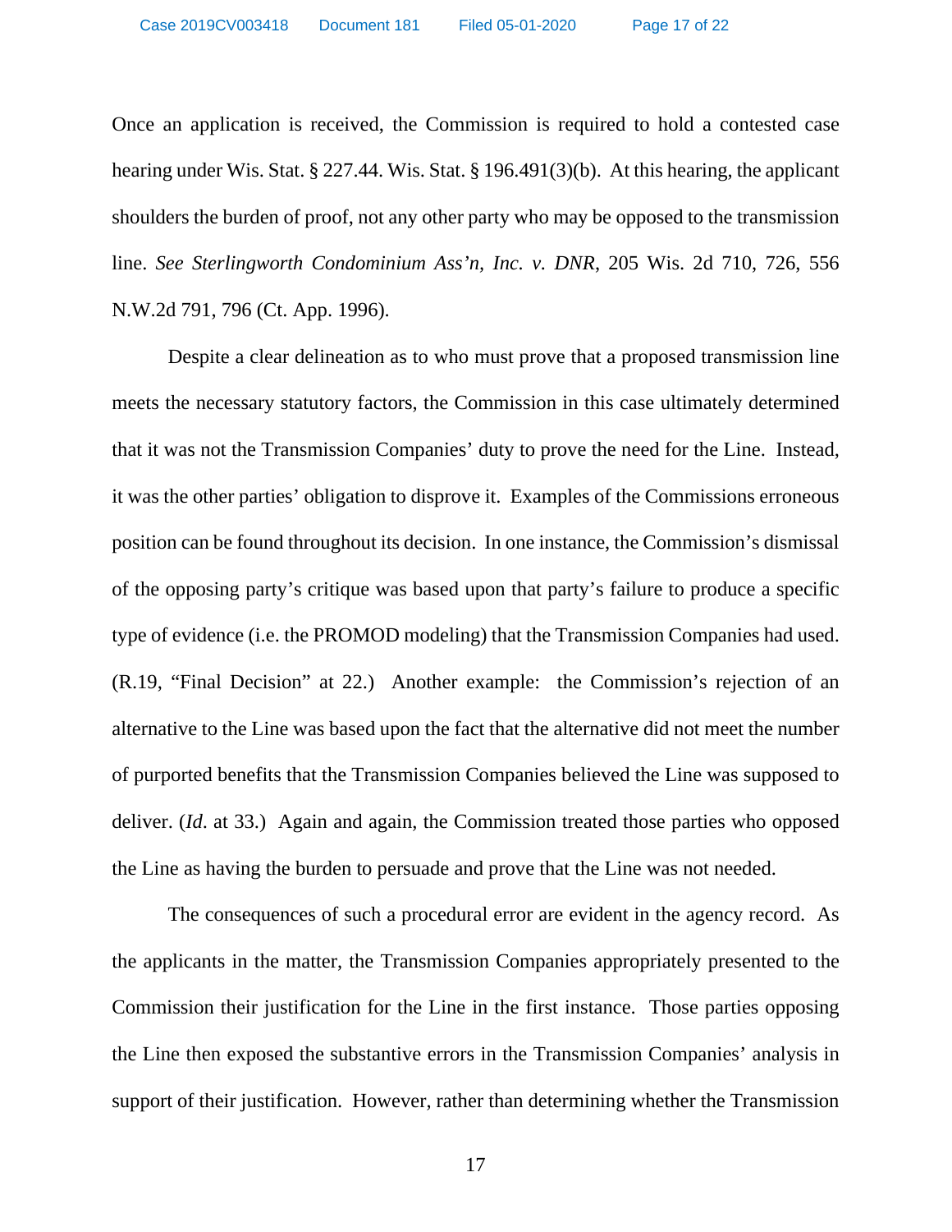Once an application is received, the Commission is required to hold a contested case hearing under Wis. Stat. § 227.44. Wis. Stat. § 196.491(3)(b). At this hearing, the applicant shoulders the burden of proof, not any other party who may be opposed to the transmission line. *See Sterlingworth Condominium Ass'n, Inc. v. DNR*, 205 Wis. 2d 710, 726, 556 N.W.2d 791, 796 (Ct. App. 1996).

Despite a clear delineation as to who must prove that a proposed transmission line meets the necessary statutory factors, the Commission in this case ultimately determined that it was not the Transmission Companies' duty to prove the need for the Line. Instead, it was the other parties' obligation to disprove it. Examples of the Commissions erroneous position can be found throughout its decision. In one instance, the Commission's dismissal of the opposing party's critique was based upon that party's failure to produce a specific type of evidence (i.e. the PROMOD modeling) that the Transmission Companies had used. (R.19, "Final Decision" at 22.) Another example: the Commission's rejection of an alternative to the Line was based upon the fact that the alternative did not meet the number of purported benefits that the Transmission Companies believed the Line was supposed to deliver. (*Id*. at 33.) Again and again, the Commission treated those parties who opposed the Line as having the burden to persuade and prove that the Line was not needed.

The consequences of such a procedural error are evident in the agency record. As the applicants in the matter, the Transmission Companies appropriately presented to the Commission their justification for the Line in the first instance. Those parties opposing the Line then exposed the substantive errors in the Transmission Companies' analysis in support of their justification. However, rather than determining whether the Transmission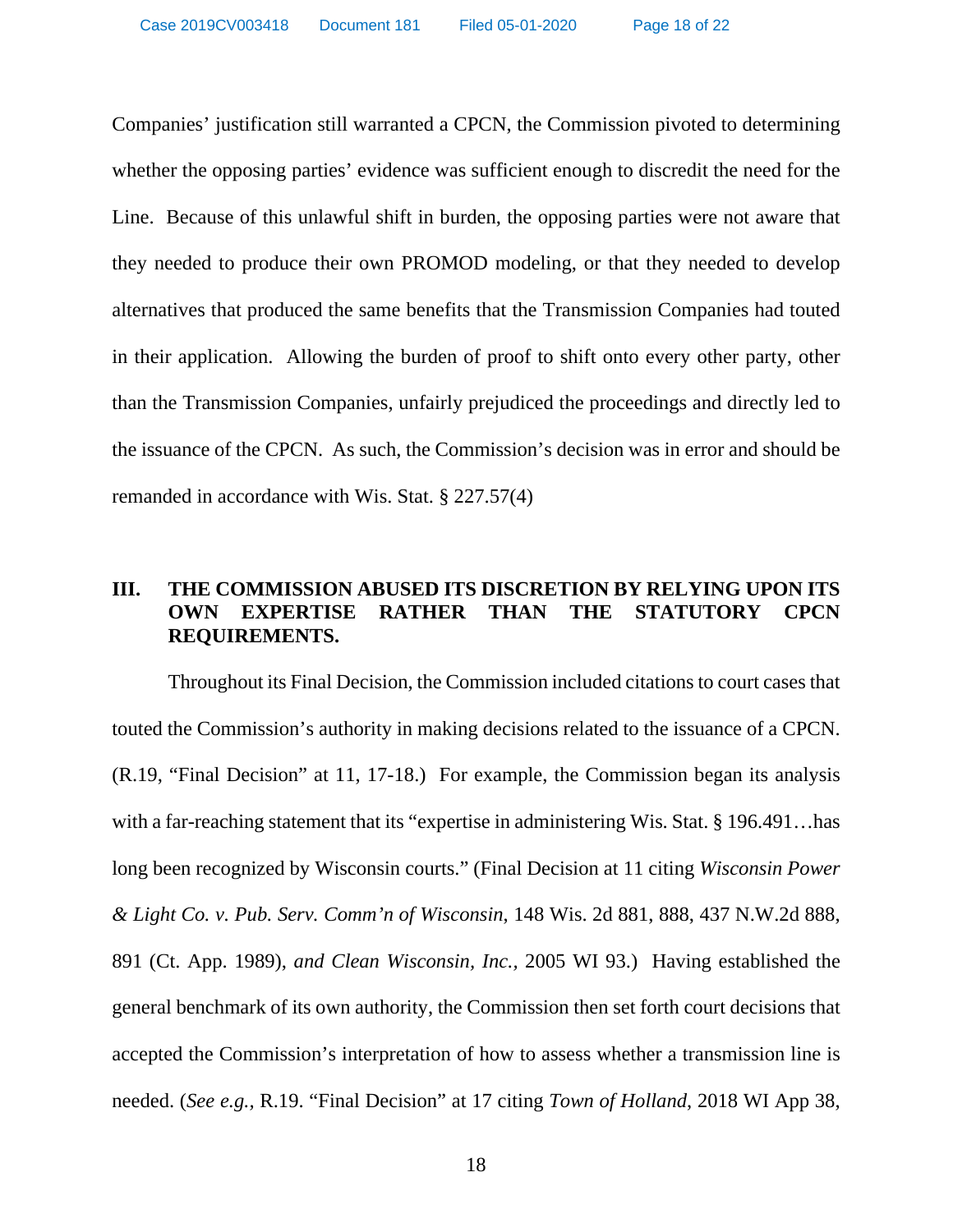Companies' justification still warranted a CPCN, the Commission pivoted to determining whether the opposing parties' evidence was sufficient enough to discredit the need for the Line. Because of this unlawful shift in burden, the opposing parties were not aware that they needed to produce their own PROMOD modeling, or that they needed to develop alternatives that produced the same benefits that the Transmission Companies had touted in their application. Allowing the burden of proof to shift onto every other party, other than the Transmission Companies, unfairly prejudiced the proceedings and directly led to the issuance of the CPCN. As such, the Commission's decision was in error and should be remanded in accordance with Wis. Stat. § 227.57(4)

## III. THE COMMISSION ABUSED ITS DISCRETION BY RELYING UPON ITS OWN EXPERTISE RATHER THAN THE STATUTORY CPCN REQUIREMENTS.

Throughout its Final Decision, the Commission included citations to court cases that touted the Commission's authority in making decisions related to the issuance of a CPCN. (R.19, "Final Decision" at 11, 17-18.) For example, the Commission began its analysis with a far-reaching statement that its "expertise in administering Wis. Stat. § 196.491…has long been recognized by Wisconsin courts." (Final Decision at 11 citing *Wisconsin Power & Light Co. v. Pub. Serv. Comm'n of Wisconsin*, 148 Wis. 2d 881, 888, 437 N.W.2d 888, 891 (Ct. App. 1989), *and Clean Wisconsin, Inc.*, 2005 WI 93.) Having established the general benchmark of its own authority, the Commission then set forth court decisions that accepted the Commission's interpretation of how to assess whether a transmission line is needed. (*See e.g.*, R.19. "Final Decision" at 17 citing *Town of Holland*, 2018 WI App 38,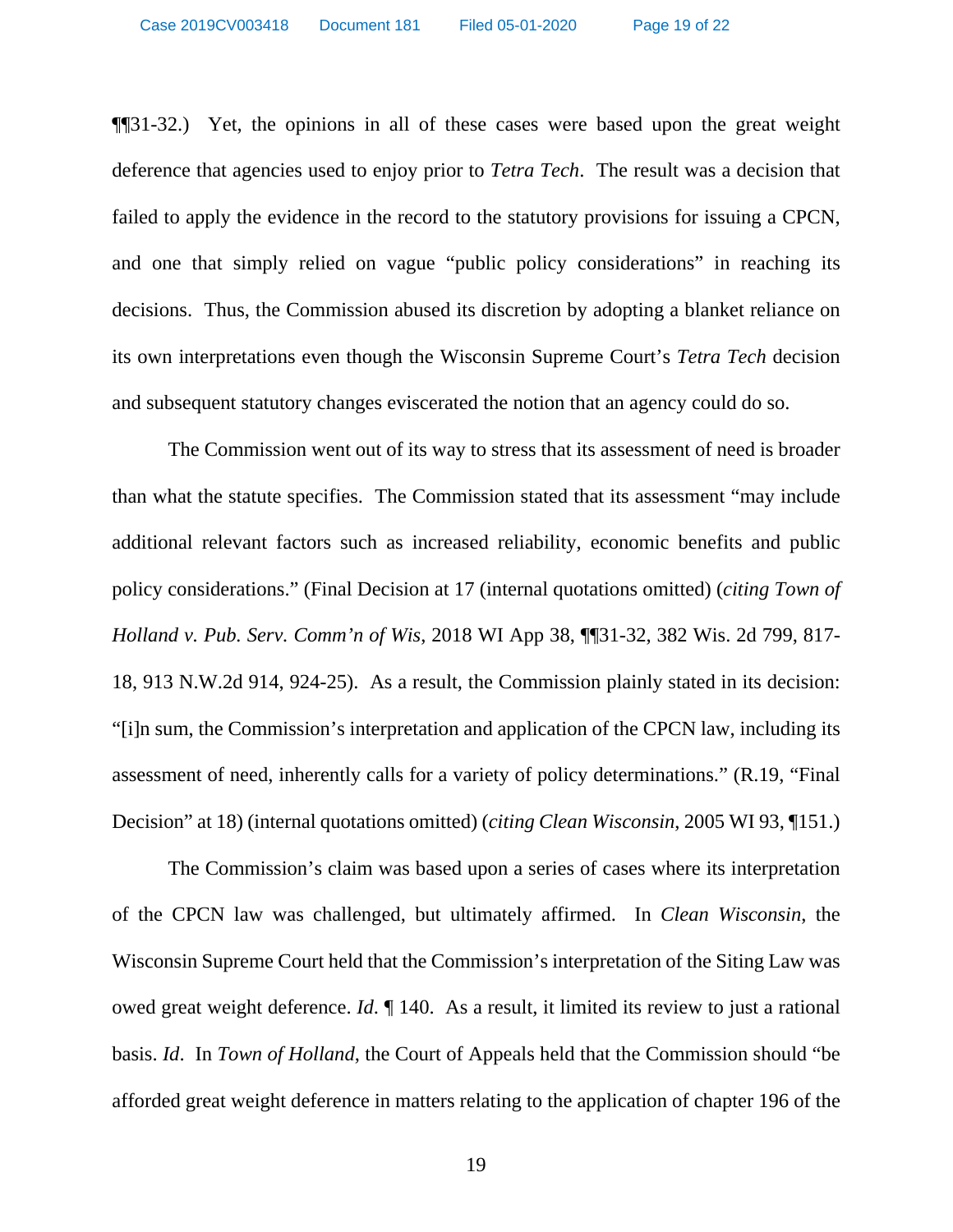¶¶31-32.) Yet, the opinions in all of these cases were based upon the great weight deference that agencies used to enjoy prior to *Tetra Tech*. The result was a decision that failed to apply the evidence in the record to the statutory provisions for issuing a CPCN, and one that simply relied on vague "public policy considerations" in reaching its decisions. Thus, the Commission abused its discretion by adopting a blanket reliance on its own interpretations even though the Wisconsin Supreme Court's *Tetra Tech* decision and subsequent statutory changes eviscerated the notion that an agency could do so.

The Commission went out of its way to stress that its assessment of need is broader than what the statute specifies. The Commission stated that its assessment "may include additional relevant factors such as increased reliability, economic benefits and public policy considerations." (Final Decision at 17 (internal quotations omitted) (*citing Town of Holland v. Pub. Serv. Comm'n of Wis*, 2018 WI App 38, ¶¶31-32, 382 Wis. 2d 799, 817-18, 913 N.W.2d 914, 924-25). As a result, the Commission plainly stated in its decision: "[i]n sum, the Commission's interpretation and application of the CPCN law, including its assessment of need, inherently calls for a variety of policy determinations." (R.19, "Final Decision" at 18) (internal quotations omitted) (*citing Clean Wisconsin*, 2005 WI 93, ¶151.)

The Commission's claim was based upon a series of cases where its interpretation of the CPCN law was challenged, but ultimately affirmed. In *Clean Wisconsin*, the Wisconsin Supreme Court held that the Commission's interpretation of the Siting Law was owed great weight deference. *Id*. ¶ 140. As a result, it limited its review to just a rational basis. *Id*. In *Town of Holland*, the Court of Appeals held that the Commission should "be afforded great weight deference in matters relating to the application of chapter 196 of the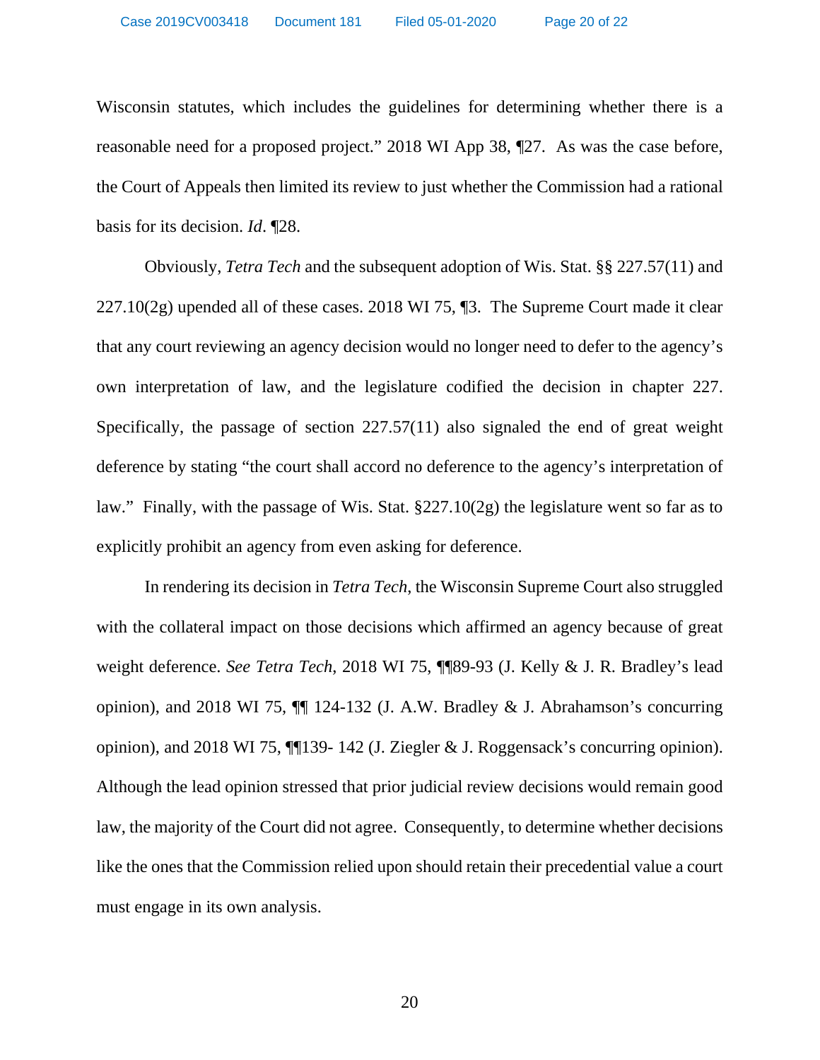Wisconsin statutes, which includes the guidelines for determining whether there is a reasonable need for a proposed project." 2018 WI App 38, ¶27. As was the case before, the Court of Appeals then limited its review to just whether the Commission had a rational basis for its decision. *Id*. ¶28.

Obviously, *Tetra Tech* and the subsequent adoption of Wis. Stat. §§ 227.57(11) and 227.10(2g) upended all of these cases. 2018 WI 75, ¶3. The Supreme Court made it clear that any court reviewing an agency decision would no longer need to defer to the agency's own interpretation of law, and the legislature codified the decision in chapter 227. Specifically, the passage of section 227.57(11) also signaled the end of great weight deference by stating "the court shall accord no deference to the agency's interpretation of law." Finally, with the passage of Wis. Stat. §227.10(2g) the legislature went so far as to explicitly prohibit an agency from even asking for deference.

In rendering its decision in *Tetra Tech*, the Wisconsin Supreme Court also struggled with the collateral impact on those decisions which affirmed an agency because of great weight deference. *See Tetra Tech*, 2018 WI 75, ¶¶89-93 (J. Kelly & J. R. Bradley's lead opinion), and 2018 WI 75, ¶¶ 124-132 (J. A.W. Bradley & J. Abrahamson's concurring opinion), and 2018 WI 75, ¶¶139- 142 (J. Ziegler & J. Roggensack's concurring opinion). Although the lead opinion stressed that prior judicial review decisions would remain good law, the majority of the Court did not agree. Consequently, to determine whether decisions like the ones that the Commission relied upon should retain their precedential value a court must engage in its own analysis.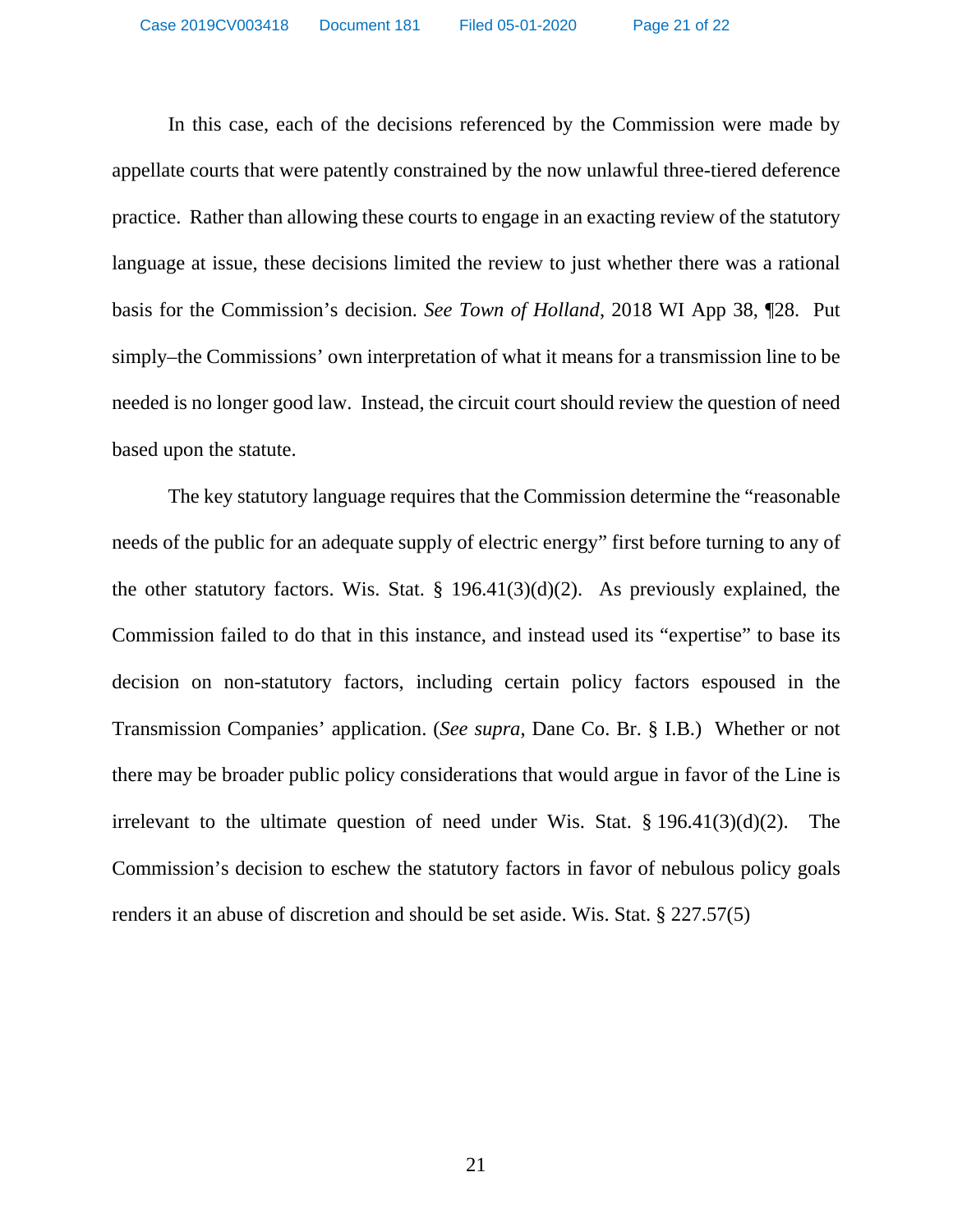In this case, each of the decisions referenced by the Commission were made by appellate courts that were patently constrained by the now unlawful three-tiered deference practice. Rather than allowing these courts to engage in an exacting review of the statutory language at issue, these decisions limited the review to just whether there was a rational basis for the Commission's decision. *See Town of Holland*, 2018 WI App 38, ¶28. Put simply–the Commissions' own interpretation of what it means for a transmission line to be needed is no longer good law. Instead, the circuit court should review the question of need based upon the statute.

The key statutory language requires that the Commission determine the "reasonable needs of the public for an adequate supply of electric energy" first before turning to any of the other statutory factors. Wis. Stat. § 196.41(3)(d)(2). As previously explained, the Commission failed to do that in this instance, and instead used its "expertise" to base its decision on non-statutory factors, including certain policy factors espoused in the Transmission Companies' application. (*See supra*, Dane Co. Br. § I.B.) Whether or not there may be broader public policy considerations that would argue in favor of the Line is irrelevant to the ultimate question of need under Wis. Stat. § 196.41(3)(d)(2). The Commission's decision to eschew the statutory factors in favor of nebulous policy goals renders it an abuse of discretion and should be set aside. Wis. Stat. § 227.57(5)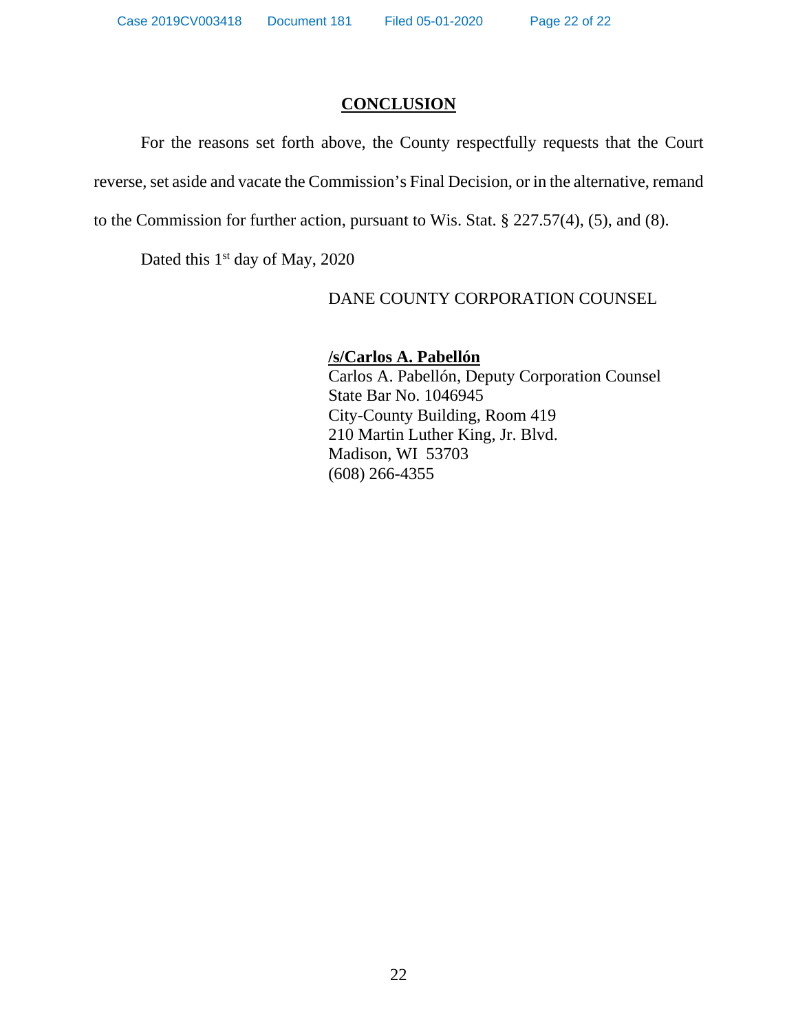## CONCLUSION

For the reasons set forth above, the County respectfully requests that the Court reverse, set aside and vacate the Commission's Final Decision, or in the alternative, remand to the Commission for further action, pursuant to Wis. Stat. § 227.57(4), (5), and (8).

Dated this 1st day of May, 2020

DANE COUNTY CORPORATION COUNSEL

**/s/Carlos A. Pabellón**
Carlos A. Pabellón, Deputy Corporation Counsel
State Bar No. 1046945
City-County Building, Room 419
210 Martin Luther King, Jr. Blvd.
Madison, WI 53703
(608) 266-4355